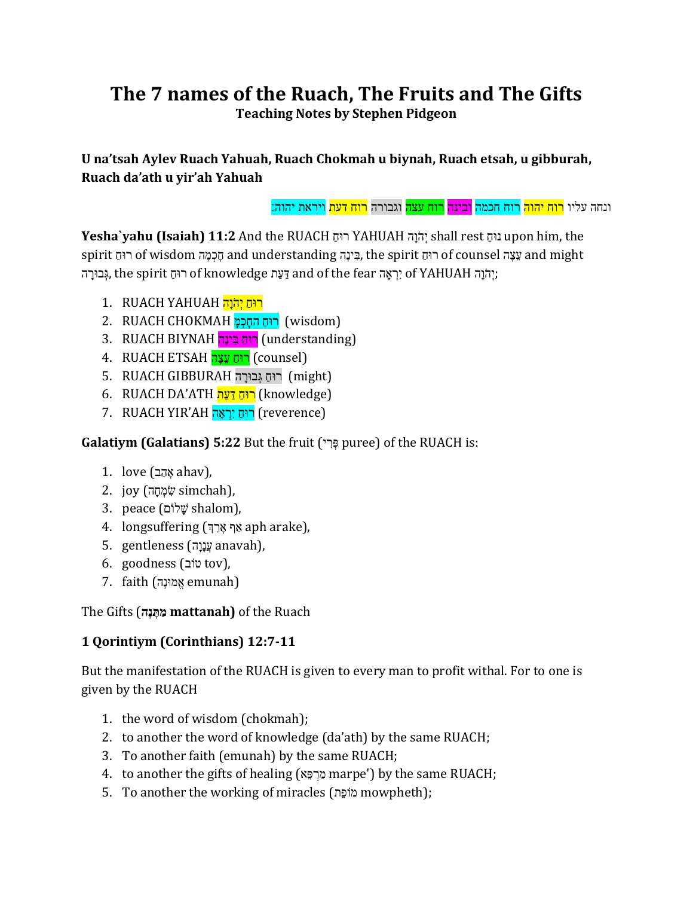# The 7 names of the Ruach, The Fruits and The Gifts

**Teaching Notes by Stephen Pidgeon**

**U na'tsah Aylev Ruach Yahuah, Ruach Chokmah u biynah, Ruach etsah, u gibburah, Ruach da'ath u yir'ah Yahuah**

ונחה עליו רוח יהוה רוח חכמה ובינה רוח עצה וגבורה רוח דעת ויראת יהוה׃

**Yesha`yahu (Isaiah) 11:2** And the RUACH רוּחַ YAHUAH יְהֹוָה shall rest נוּחַ upon him, the spirit רוּחַ of wisdom חָכְמָה and understanding בִּינָה, the spirit רוּחַ of counsel עֵצָה and might גְּבוּרָה, the spirit רוּחַ of knowledge דַּעַת and of the fear יִרְאָה of YAHUAH יְהֹוָה;

1. RUACH YAHUAH רוּחַ יְהֹוָה
2. RUACH CHOKMAH רוּחַ הַחָכְמָ (wisdom)
3. RUACH BIYNAH רוּחַ בִּינָה (understanding)
4. RUACH ETSAH רוּחַ עֵצָה (counsel)
5. RUACH GIBBURAH רוּחַ גְּבוּרָה (might)
6. RUACH DA'ATH רוּחַ דַּעַת (knowledge)
7. RUACH YIR'AH רוּחַ יִרְאָה (reverence)

**Galatiym (Galatians) 5:22** But the fruit (פְּרִי puree) of the RUACH is:

1. love (אָהַב ahav),
2. joy (שִׂמְחָה simchah),
3. peace (שָׁלוֹם shalom),
4. longsuffering (אַף אָרֵךְ aph arake),
5. gentleness (עֲנָוָה anavah),
6. goodness (טוֹב tov),
7. faith (אֱמוּנָה emunah)

The Gifts (**מַתָּנָה mattanah)** of the Ruach

### 1 Qorintiym (Corinthians) 12:7-11

But the manifestation of the RUACH is given to every man to profit withal. For to one is given by the RUACH

1. the word of wisdom (chokmah);
2. to another the word of knowledge (da'ath) by the same RUACH;
3. To another faith (emunah) by the same RUACH;
4. to another the gifts of healing (מַרְפֵּא marpe') by the same RUACH;
5. To another the working of miracles (מוֹפֵת mowpheth);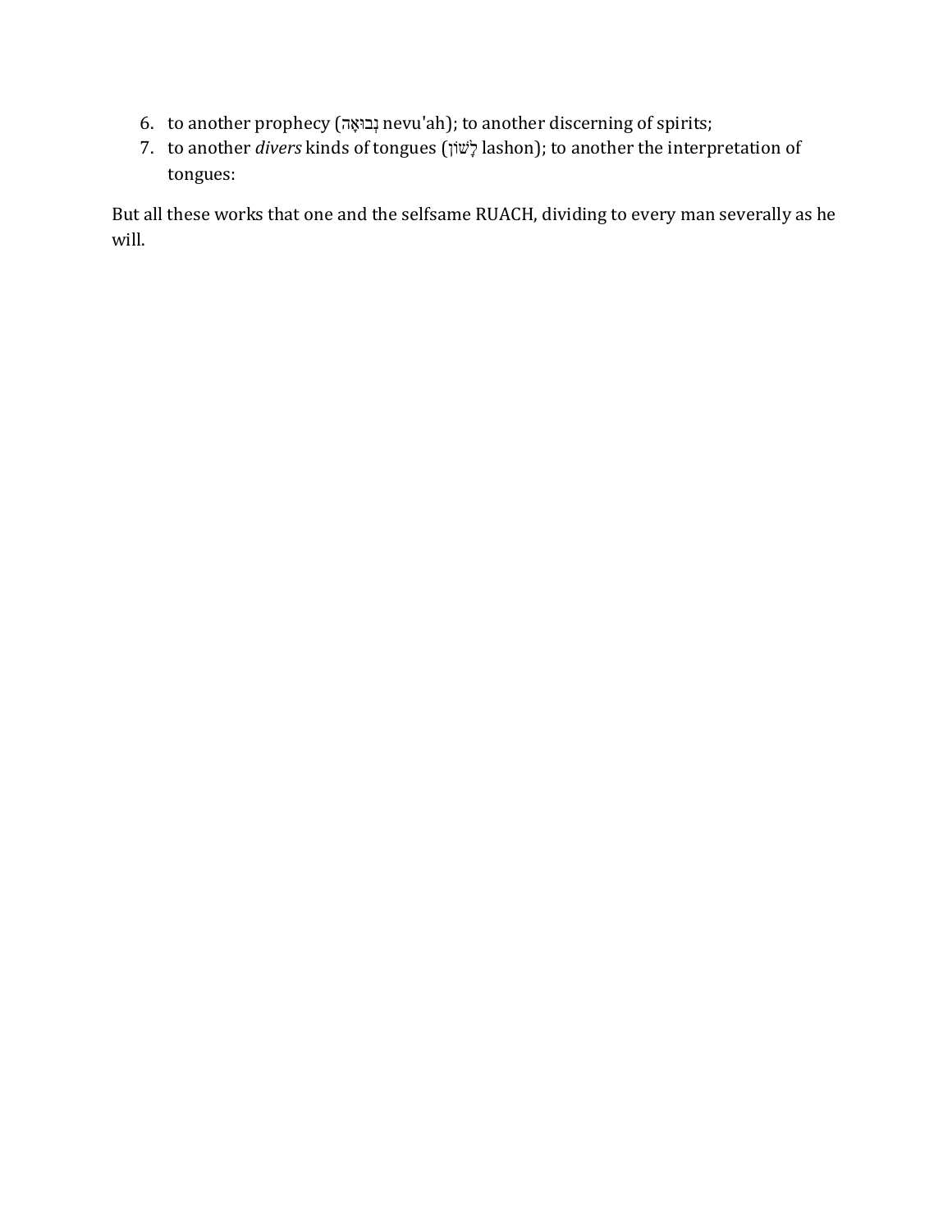6. to another prophecy (נְבוּאָה nevu'ah); to another discerning of spirits;
7. to another *divers* kinds of tongues (לָשׁוֹן lashon); to another the interpretation of tongues:

But all these works that one and the selfsame RUACH, dividing to every man severally as he will.